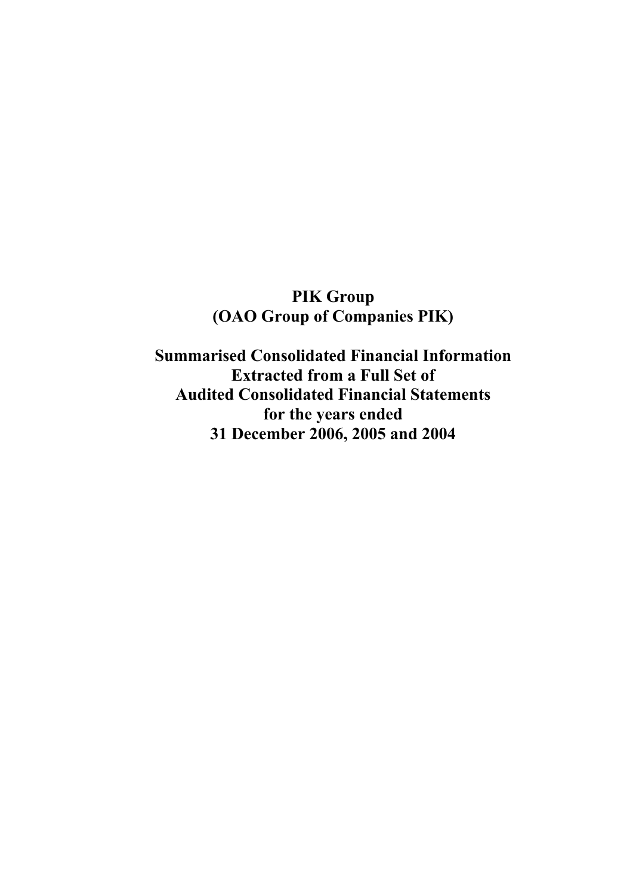# PIK Group
# (OAO Group of Companies PIK)

# Summarised Consolidated Financial Information
# Extracted from a Full Set of
# Audited Consolidated Financial Statements
# for the years ended
# 31 December 2006, 2005 and 2004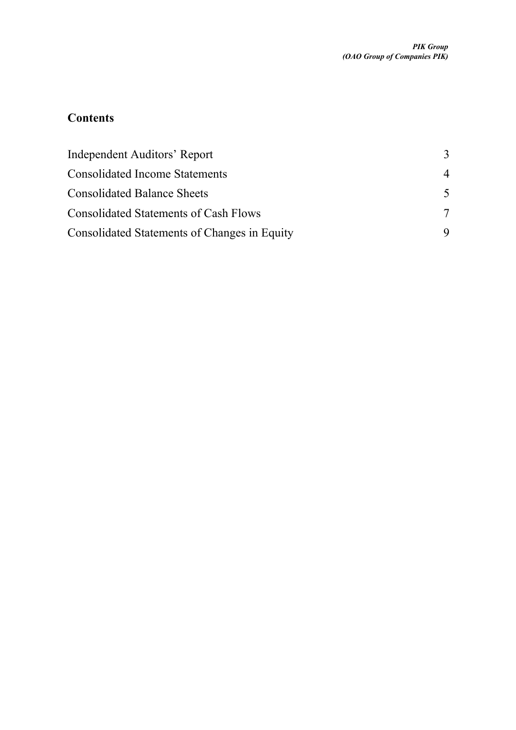## Contents

| | |
|---|---|
| Independent Auditors' Report | 3 |
| Consolidated Income Statements | 4 |
| Consolidated Balance Sheets | 5 |
| Consolidated Statements of Cash Flows | 7 |
| Consolidated Statements of Changes in Equity | 9 |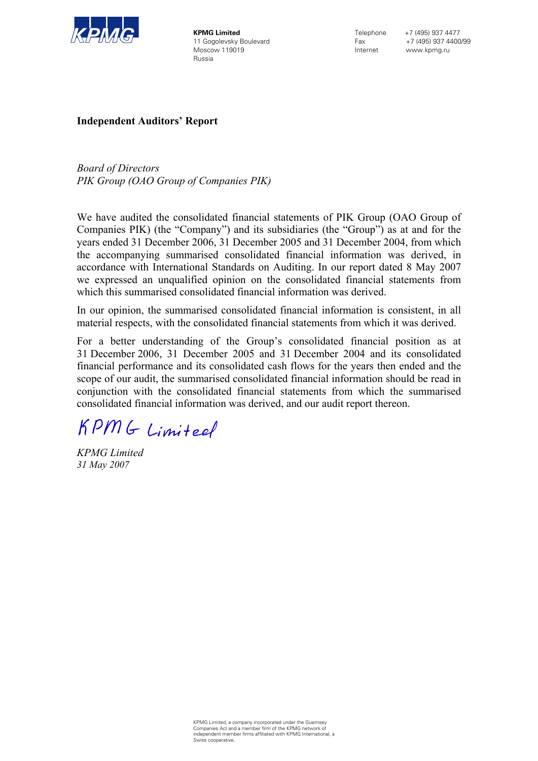**KPMG Limited**
11 Gogolevsky Boulevard
Moscow 119019
Russia

Telephone +7 (495) 937 4477
Fax +7 (495) 937 4400/99
Internet www.kpmg.ru

# Independent Auditors' Report

*Board of Directors*
*PIK Group (OAO Group of Companies PIK)*

We have audited the consolidated financial statements of PIK Group (OAO Group of Companies PIK) (the "Company") and its subsidiaries (the "Group") as at and for the years ended 31 December 2006, 31 December 2005 and 31 December 2004, from which the accompanying summarised consolidated financial information was derived, in accordance with International Standards on Auditing. In our report dated 8 May 2007 we expressed an unqualified opinion on the consolidated financial statements from which this summarised consolidated financial information was derived.

In our opinion, the summarised consolidated financial information is consistent, in all material respects, with the consolidated financial statements from which it was derived.

For a better understanding of the Group's consolidated financial position as at 31 December 2006, 31 December 2005 and 31 December 2004 and its consolidated financial performance and its consolidated cash flows for the years then ended and the scope of our audit, the summarised consolidated financial information should be read in conjunction with the consolidated financial statements from which the summarised consolidated financial information was derived, and our audit report thereon.

KPMG Limited

*KPMG Limited*
*31 May 2007*

KPMG Limited, a company incorporated under the Guernsey Companies Act and a member firm of the KPMG network of independent member firms affiliated with KPMG International, a Swiss cooperative.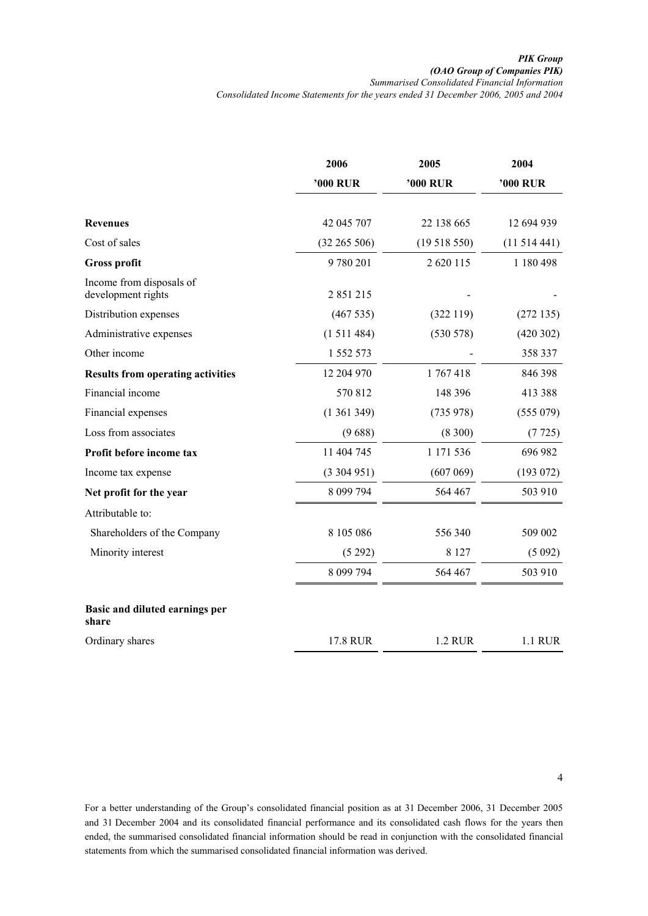*PIK Group*
***(OAO Group of Companies PIK)***
*Summarised Consolidated Financial Information*
*Consolidated Income Statements for the years ended 31 December 2006, 2005 and 2004*

| | 2006 | 2005 | 2004 |
|---|---|---|---|
| | **'000 RUR** | **'000 RUR** | **'000 RUR** |
| **Revenues** | 42 045 707 | 22 138 665 | 12 694 939 |
| Cost of sales | (32 265 506) | (19 518 550) | (11 514 441) |
| **Gross profit** | 9 780 201 | 2 620 115 | 1 180 498 |
| Income from disposals of development rights | 2 851 215 | - | - |
| Distribution expenses | (467 535) | (322 119) | (272 135) |
| Administrative expenses | (1 511 484) | (530 578) | (420 302) |
| Other income | 1 552 573 | - | 358 337 |
| **Results from operating activities** | 12 204 970 | 1 767 418 | 846 398 |
| Financial income | 570 812 | 148 396 | 413 388 |
| Financial expenses | (1 361 349) | (735 978) | (555 079) |
| Loss from associates | (9 688) | (8 300) | (7 725) |
| **Profit before income tax** | 11 404 745 | 1 171 536 | 696 982 |
| Income tax expense | (3 304 951) | (607 069) | (193 072) |
| **Net profit for the year** | 8 099 794 | 564 467 | 503 910 |
| Attributable to: | | | |
| Shareholders of the Company | 8 105 086 | 556 340 | 509 002 |
| Minority interest | (5 292) | 8 127 | (5 092) |
| | 8 099 794 | 564 467 | 503 910 |
| **Basic and diluted earnings per share** | | | |
| Ordinary shares | 17.8 RUR | 1.2 RUR | 1.1 RUR |

For a better understanding of the Group's consolidated financial position as at 31 December 2006, 31 December 2005 and 31 December 2004 and its consolidated financial performance and its consolidated cash flows for the years then ended, the summarised consolidated financial information should be read in conjunction with the consolidated financial statements from which the summarised consolidated financial information was derived.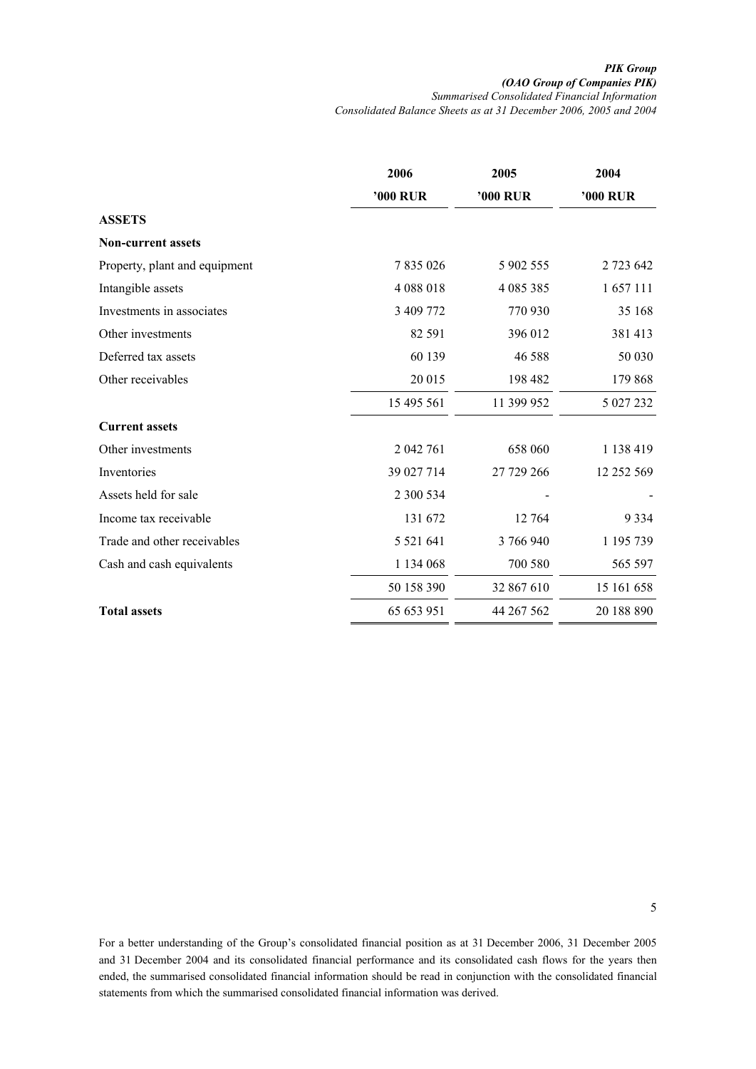| | 2006 | 2005 | 2004 |
|---|---|---|---|
| | **'000 RUR** | **'000 RUR** | **'000 RUR** |
| **ASSETS** | | | |
| **Non-current assets** | | | |
| Property, plant and equipment | 7 835 026 | 5 902 555 | 2 723 642 |
| Intangible assets | 4 088 018 | 4 085 385 | 1 657 111 |
| Investments in associates | 3 409 772 | 770 930 | 35 168 |
| Other investments | 82 591 | 396 012 | 381 413 |
| Deferred tax assets | 60 139 | 46 588 | 50 030 |
| Other receivables | 20 015 | 198 482 | 179 868 |
| | 15 495 561 | 11 399 952 | 5 027 232 |
| **Current assets** | | | |
| Other investments | 2 042 761 | 658 060 | 1 138 419 |
| Inventories | 39 027 714 | 27 729 266 | 12 252 569 |
| Assets held for sale | 2 300 534 | - | - |
| Income tax receivable | 131 672 | 12 764 | 9 334 |
| Trade and other receivables | 5 521 641 | 3 766 940 | 1 195 739 |
| Cash and cash equivalents | 1 134 068 | 700 580 | 565 597 |
| | 50 158 390 | 32 867 610 | 15 161 658 |
| **Total assets** | 65 653 951 | 44 267 562 | 20 188 890 |

For a better understanding of the Group's consolidated financial position as at 31 December 2006, 31 December 2005 and 31 December 2004 and its consolidated financial performance and its consolidated cash flows for the years then ended, the summarised consolidated financial information should be read in conjunction with the consolidated financial statements from which the summarised consolidated financial information was derived.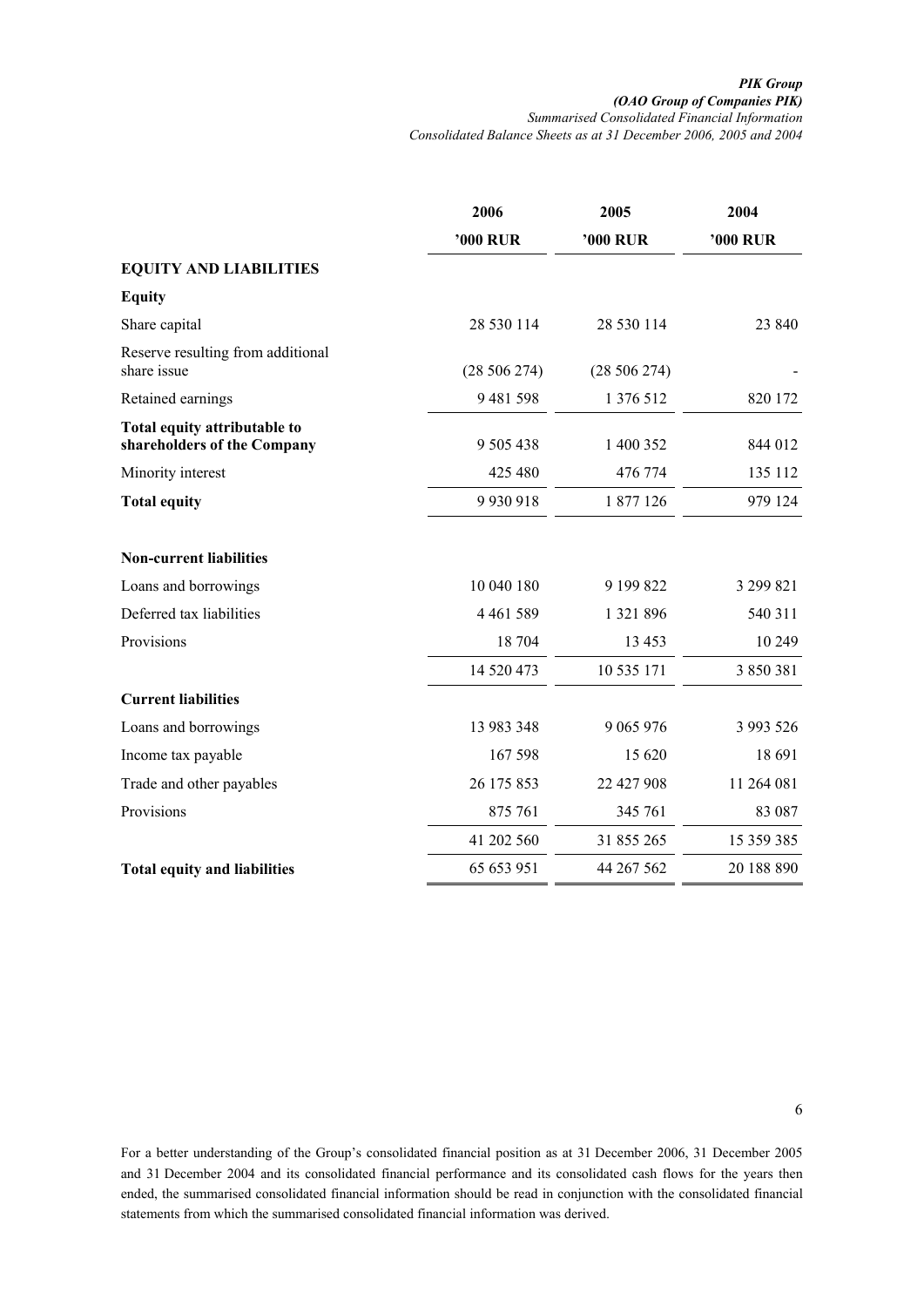| | 2006 | 2005 | 2004 |
|---|---|---|---|
| | **'000 RUR** | **'000 RUR** | **'000 RUR** |
| **EQUITY AND LIABILITIES** | | | |
| **Equity** | | | |
| Share capital | 28 530 114 | 28 530 114 | 23 840 |
| Reserve resulting from additional share issue | (28 506 274) | (28 506 274) | - |
| Retained earnings | 9 481 598 | 1 376 512 | 820 172 |
| **Total equity attributable to shareholders of the Company** | 9 505 438 | 1 400 352 | 844 012 |
| Minority interest | 425 480 | 476 774 | 135 112 |
| **Total equity** | 9 930 918 | 1 877 126 | 979 124 |
| **Non-current liabilities** | | | |
| Loans and borrowings | 10 040 180 | 9 199 822 | 3 299 821 |
| Deferred tax liabilities | 4 461 589 | 1 321 896 | 540 311 |
| Provisions | 18 704 | 13 453 | 10 249 |
| | 14 520 473 | 10 535 171 | 3 850 381 |
| **Current liabilities** | | | |
| Loans and borrowings | 13 983 348 | 9 065 976 | 3 993 526 |
| Income tax payable | 167 598 | 15 620 | 18 691 |
| Trade and other payables | 26 175 853 | 22 427 908 | 11 264 081 |
| Provisions | 875 761 | 345 761 | 83 087 |
| | 41 202 560 | 31 855 265 | 15 359 385 |
| **Total equity and liabilities** | 65 653 951 | 44 267 562 | 20 188 890 |

For a better understanding of the Group's consolidated financial position as at 31 December 2006, 31 December 2005 and 31 December 2004 and its consolidated financial performance and its consolidated cash flows for the years then ended, the summarised consolidated financial information should be read in conjunction with the consolidated financial statements from which the summarised consolidated financial information was derived.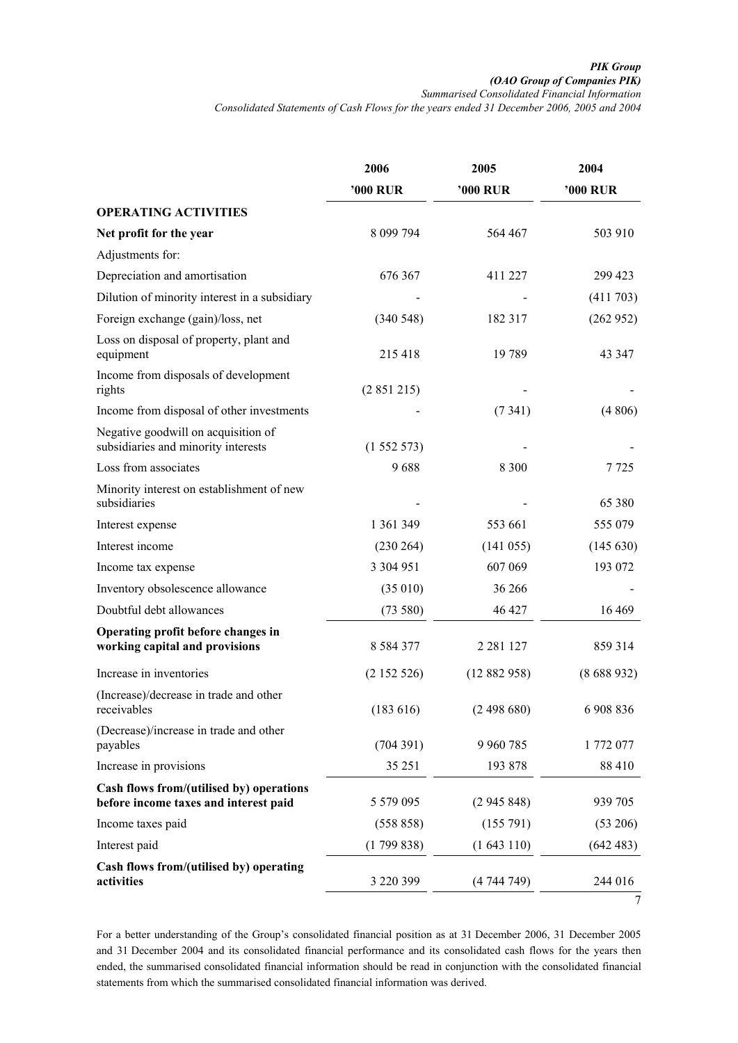| | 2006 | 2005 | 2004 |
|---|---|---|---|
| | '000 RUR | '000 RUR | '000 RUR |
| **OPERATING ACTIVITIES** | | | |
| **Net profit for the year** | 8 099 794 | 564 467 | 503 910 |
| Adjustments for: | | | |
| Depreciation and amortisation | 676 367 | 411 227 | 299 423 |
| Dilution of minority interest in a subsidiary | - | - | (411 703) |
| Foreign exchange (gain)/loss, net | (340 548) | 182 317 | (262 952) |
| Loss on disposal of property, plant and equipment | 215 418 | 19 789 | 43 347 |
| Income from disposals of development rights | (2 851 215) | - | - |
| Income from disposal of other investments | - | (7 341) | (4 806) |
| Negative goodwill on acquisition of subsidiaries and minority interests | (1 552 573) | - | - |
| Loss from associates | 9 688 | 8 300 | 7 725 |
| Minority interest on establishment of new subsidiaries | - | - | 65 380 |
| Interest expense | 1 361 349 | 553 661 | 555 079 |
| Interest income | (230 264) | (141 055) | (145 630) |
| Income tax expense | 3 304 951 | 607 069 | 193 072 |
| Inventory obsolescence allowance | (35 010) | 36 266 | - |
| Doubtful debt allowances | (73 580) | 46 427 | 16 469 |
| **Operating profit before changes in working capital and provisions** | 8 584 377 | 2 281 127 | 859 314 |
| Increase in inventories | (2 152 526) | (12 882 958) | (8 688 932) |
| (Increase)/decrease in trade and other receivables | (183 616) | (2 498 680) | 6 908 836 |
| (Decrease)/increase in trade and other payables | (704 391) | 9 960 785 | 1 772 077 |
| Increase in provisions | 35 251 | 193 878 | 88 410 |
| **Cash flows from/(utilised by) operations before income taxes and interest paid** | 5 579 095 | (2 945 848) | 939 705 |
| Income taxes paid | (558 858) | (155 791) | (53 206) |
| Interest paid | (1 799 838) | (1 643 110) | (642 483) |
| **Cash flows from/(utilised by) operating activities** | 3 220 399 | (4 744 749) | 244 016 |

For a better understanding of the Group's consolidated financial position as at 31 December 2006, 31 December 2005 and 31 December 2004 and its consolidated financial performance and its consolidated cash flows for the years then ended, the summarised consolidated financial information should be read in conjunction with the consolidated financial statements from which the summarised consolidated financial information was derived.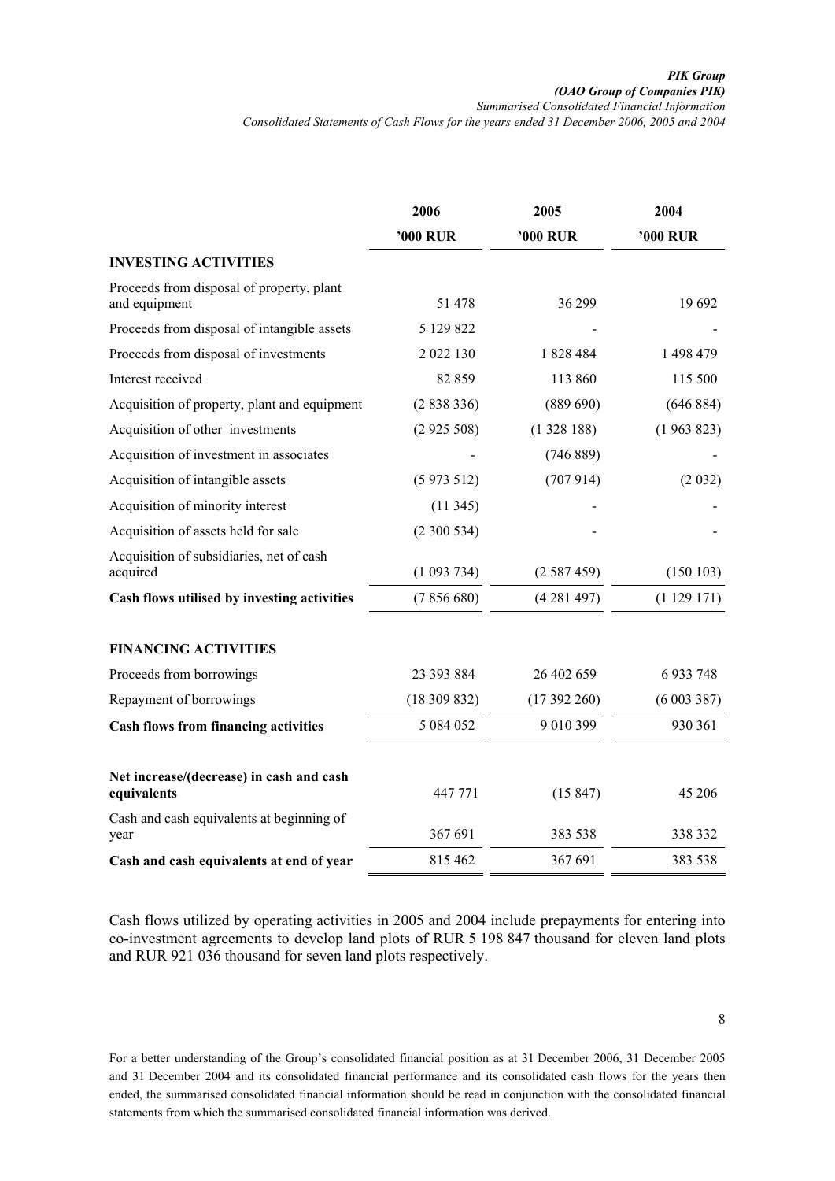| | 2006 | 2005 | 2004 |
|---|---|---|---|
| | **'000 RUR** | **'000 RUR** | **'000 RUR** |
| **INVESTING ACTIVITIES** | | | |
| Proceeds from disposal of property, plant and equipment | 51 478 | 36 299 | 19 692 |
| Proceeds from disposal of intangible assets | 5 129 822 | - | - |
| Proceeds from disposal of investments | 2 022 130 | 1 828 484 | 1 498 479 |
| Interest received | 82 859 | 113 860 | 115 500 |
| Acquisition of property, plant and equipment | (2 838 336) | (889 690) | (646 884) |
| Acquisition of other investments | (2 925 508) | (1 328 188) | (1 963 823) |
| Acquisition of investment in associates | - | (746 889) | - |
| Acquisition of intangible assets | (5 973 512) | (707 914) | (2 032) |
| Acquisition of minority interest | (11 345) | - | - |
| Acquisition of assets held for sale | (2 300 534) | - | - |
| Acquisition of subsidiaries, net of cash acquired | (1 093 734) | (2 587 459) | (150 103) |
| **Cash flows utilised by investing activities** | (7 856 680) | (4 281 497) | (1 129 171) |
| | | | |
| **FINANCING ACTIVITIES** | | | |
| Proceeds from borrowings | 23 393 884 | 26 402 659 | 6 933 748 |
| Repayment of borrowings | (18 309 832) | (17 392 260) | (6 003 387) |
| **Cash flows from financing activities** | 5 084 052 | 9 010 399 | 930 361 |
| | | | |
| **Net increase/(decrease) in cash and cash equivalents** | 447 771 | (15 847) | 45 206 |
| Cash and cash equivalents at beginning of year | 367 691 | 383 538 | 338 332 |
| **Cash and cash equivalents at end of year** | 815 462 | 367 691 | 383 538 |

Cash flows utilized by operating activities in 2005 and 2004 include prepayments for entering into co-investment agreements to develop land plots of RUR 5 198 847 thousand for eleven land plots and RUR 921 036 thousand for seven land plots respectively.

For a better understanding of the Group's consolidated financial position as at 31 December 2006, 31 December 2005 and 31 December 2004 and its consolidated financial performance and its consolidated cash flows for the years then ended, the summarised consolidated financial information should be read in conjunction with the consolidated financial statements from which the summarised consolidated financial information was derived.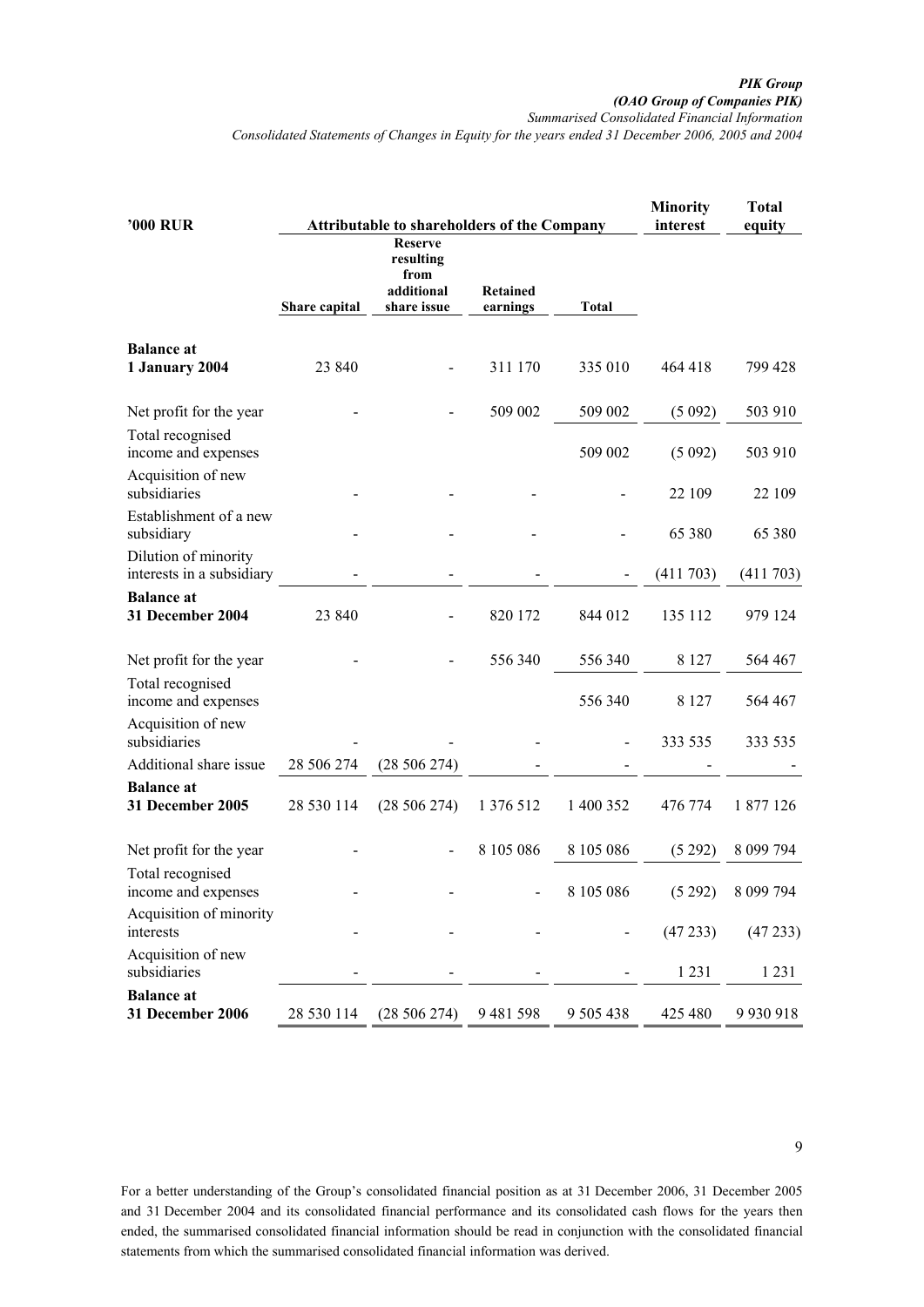*PIK Group*
*(OAO Group of Companies PIK)*
*Summarised Consolidated Financial Information*
*Consolidated Statements of Changes in Equity for the years ended 31 December 2006, 2005 and 2004*

| '000 RUR | Attributable to shareholders of the Company | | | | Minority interest | Total equity |
|---|---|---|---|---|---|---|
| | Share capital | Reserve resulting from additional share issue | Retained earnings | Total | | |
| **Balance at 1 January 2004** | 23 840 | - | 311 170 | 335 010 | 464 418 | 799 428 |
| Net profit for the year | - | - | 509 002 | 509 002 | (5 092) | 503 910 |
| Total recognised income and expenses | | | | 509 002 | (5 092) | 503 910 |
| Acquisition of new subsidiaries | - | - | - | - | 22 109 | 22 109 |
| Establishment of a new subsidiary | - | - | - | - | 65 380 | 65 380 |
| Dilution of minority interests in a subsidiary | - | - | - | - | (411 703) | (411 703) |
| **Balance at 31 December 2004** | 23 840 | - | 820 172 | 844 012 | 135 112 | 979 124 |
| Net profit for the year | - | - | 556 340 | 556 340 | 8 127 | 564 467 |
| Total recognised income and expenses | | | | 556 340 | 8 127 | 564 467 |
| Acquisition of new subsidiaries | - | - | - | - | 333 535 | 333 535 |
| Additional share issue | 28 506 274 | (28 506 274) | - | - | - | - |
| **Balance at 31 December 2005** | 28 530 114 | (28 506 274) | 1 376 512 | 1 400 352 | 476 774 | 1 877 126 |
| Net profit for the year | - | - | 8 105 086 | 8 105 086 | (5 292) | 8 099 794 |
| Total recognised income and expenses | - | - | - | 8 105 086 | (5 292) | 8 099 794 |
| Acquisition of minority interests | - | - | - | - | (47 233) | (47 233) |
| Acquisition of new subsidiaries | - | - | - | - | 1 231 | 1 231 |
| **Balance at 31 December 2006** | 28 530 114 | (28 506 274) | 9 481 598 | 9 505 438 | 425 480 | 9 930 918 |

For a better understanding of the Group's consolidated financial position as at 31 December 2006, 31 December 2005 and 31 December 2004 and its consolidated financial performance and its consolidated cash flows for the years then ended, the summarised consolidated financial information should be read in conjunction with the consolidated financial statements from which the summarised consolidated financial information was derived.